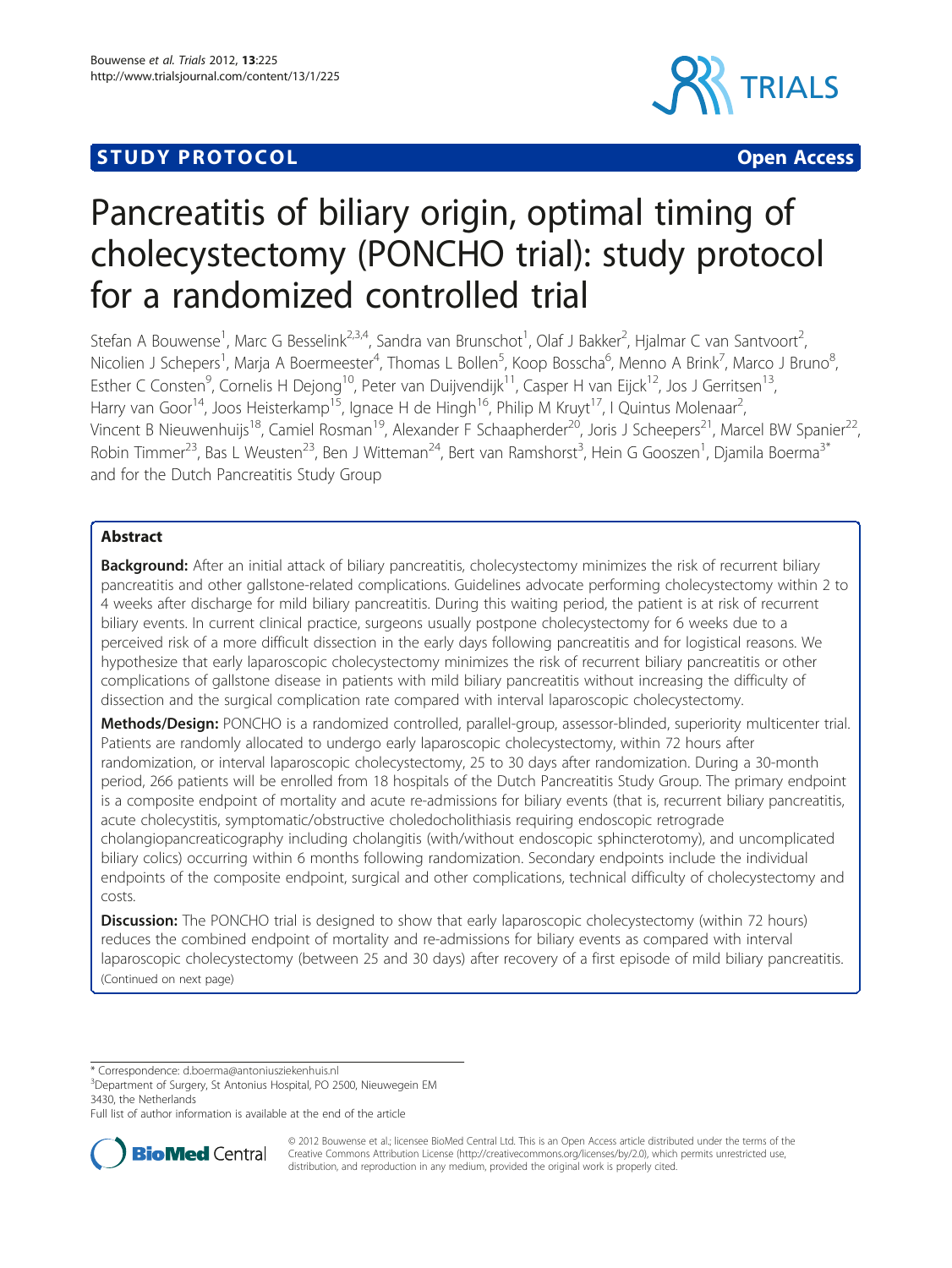STUDY PROTOCOL Open Access

# Pancreatitis of biliary origin, optimal timing of cholecystectomy (PONCHO trial): study protocol for a randomized controlled trial

Stefan A Bouwense[1], Marc G Besselink[2,3,4], Sandra van Brunschot[1], Olaf J Bakker[2], Hjalmar C van Santvoort[2], Nicolien J Schepers[1], Marja A Boermeester[4], Thomas L Bollen[5], Koop Bosscha[6], Menno A Brink[7], Marco J Bruno[8], Esther C Consten[9], Cornelis H Dejong[10], Peter van Duijvendijk[11], Casper H van Eijck[12], Jos J Gerritsen[13], Harry van Goor[14], Joos Heisterkamp[15], Ignace H de Hingh[16], Philip M Kruyt[17], I Quintus Molenaar[2], Vincent B Nieuwenhuijs[18], Camiel Rosman[19], Alexander F Schaapherder[20], Joris J Scheepers[21], Marcel BW Spanier[22], Robin Timmer[23], Bas L Weusten[23], Ben J Witteman[24], Bert van Ramshorst[3], Hein G Gooszen[1], Djamila Boerma[3*] and for the Dutch Pancreatitis Study Group

## Abstract

**Background:** After an initial attack of biliary pancreatitis, cholecystectomy minimizes the risk of recurrent biliary pancreatitis and other gallstone-related complications. Guidelines advocate performing cholecystectomy within 2 to 4 weeks after discharge for mild biliary pancreatitis. During this waiting period, the patient is at risk of recurrent biliary events. In current clinical practice, surgeons usually postpone cholecystectomy for 6 weeks due to a perceived risk of a more difficult dissection in the early days following pancreatitis and for logistical reasons. We hypothesize that early laparoscopic cholecystectomy minimizes the risk of recurrent biliary pancreatitis or other complications of gallstone disease in patients with mild biliary pancreatitis without increasing the difficulty of dissection and the surgical complication rate compared with interval laparoscopic cholecystectomy.

**Methods/Design:** PONCHO is a randomized controlled, parallel-group, assessor-blinded, superiority multicenter trial. Patients are randomly allocated to undergo early laparoscopic cholecystectomy, within 72 hours after randomization, or interval laparoscopic cholecystectomy, 25 to 30 days after randomization. During a 30-month period, 266 patients will be enrolled from 18 hospitals of the Dutch Pancreatitis Study Group. The primary endpoint is a composite endpoint of mortality and acute re-admissions for biliary events (that is, recurrent biliary pancreatitis, acute cholecystitis, symptomatic/obstructive choledocholithiasis requiring endoscopic retrograde cholangiopancreaticography including cholangitis (with/without endoscopic sphincterotomy), and uncomplicated biliary colics) occurring within 6 months following randomization. Secondary endpoints include the individual endpoints of the composite endpoint, surgical and other complications, technical difficulty of cholecystectomy and costs.

**Discussion:** The PONCHO trial is designed to show that early laparoscopic cholecystectomy (within 72 hours) reduces the combined endpoint of mortality and re-admissions for biliary events as compared with interval laparoscopic cholecystectomy (between 25 and 30 days) after recovery of a first episode of mild biliary pancreatitis.
(Continued on next page)

* Correspondence: d.boerma@antoniusziekenhuis.nl
[3]Department of Surgery, St Antonius Hospital, PO 2500, Nieuwegein EM 3430, the Netherlands
Full list of author information is available at the end of the article

© 2012 Bouwense et al.; licensee BioMed Central Ltd. This is an Open Access article distributed under the terms of the Creative Commons Attribution License (http://creativecommons.org/licenses/by/2.0), which permits unrestricted use, distribution, and reproduction in any medium, provided the original work is properly cited.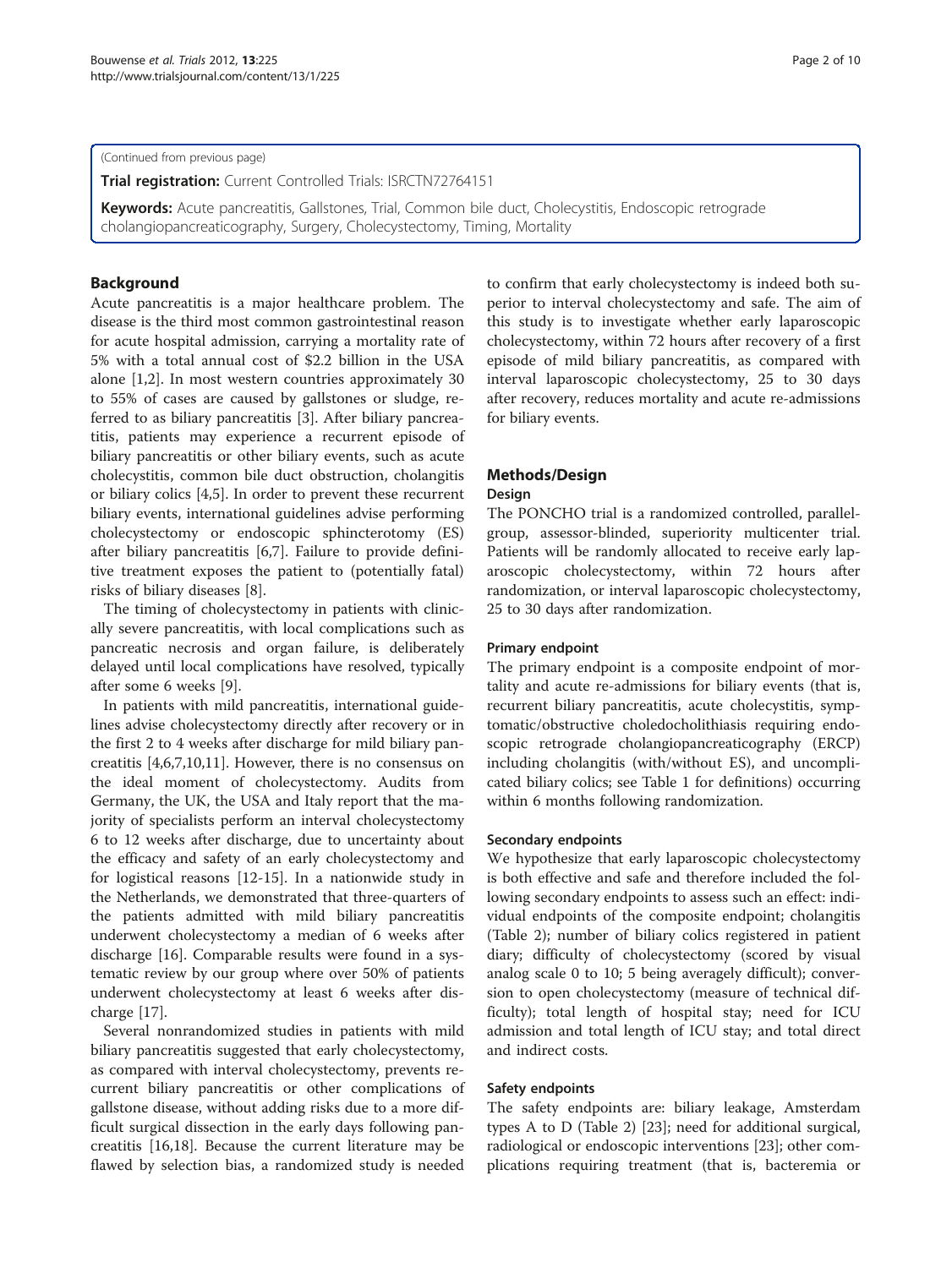(Continued from previous page)

**Trial registration:** Current Controlled Trials: ISRCTN72764151

**Keywords:** Acute pancreatitis, Gallstones, Trial, Common bile duct, Cholecystitis, Endoscopic retrograde cholangiopancreaticography, Surgery, Cholecystectomy, Timing, Mortality

## Background

Acute pancreatitis is a major healthcare problem. The disease is the third most common gastrointestinal reason for acute hospital admission, carrying a mortality rate of 5% with a total annual cost of $2.2 billion in the USA alone [1,2]. In most western countries approximately 30 to 55% of cases are caused by gallstones or sludge, referred to as biliary pancreatitis [3]. After biliary pancreatitis, patients may experience a recurrent episode of biliary pancreatitis or other biliary events, such as acute cholecystitis, common bile duct obstruction, cholangitis or biliary colics [4,5]. In order to prevent these recurrent biliary events, international guidelines advise performing cholecystectomy or endoscopic sphincterotomy (ES) after biliary pancreatitis [6,7]. Failure to provide definitive treatment exposes the patient to (potentially fatal) risks of biliary diseases [8].

The timing of cholecystectomy in patients with clinically severe pancreatitis, with local complications such as pancreatic necrosis and organ failure, is deliberately delayed until local complications have resolved, typically after some 6 weeks [9].

In patients with mild pancreatitis, international guidelines advise cholecystectomy directly after recovery or in the first 2 to 4 weeks after discharge for mild biliary pancreatitis [4,6,7,10,11]. However, there is no consensus on the ideal moment of cholecystectomy. Audits from Germany, the UK, the USA and Italy report that the majority of specialists perform an interval cholecystectomy 6 to 12 weeks after discharge, due to uncertainty about the efficacy and safety of an early cholecystectomy and for logistical reasons [12-15]. In a nationwide study in the Netherlands, we demonstrated that three-quarters of the patients admitted with mild biliary pancreatitis underwent cholecystectomy a median of 6 weeks after discharge [16]. Comparable results were found in a systematic review by our group where over 50% of patients underwent cholecystectomy at least 6 weeks after discharge [17].

Several nonrandomized studies in patients with mild biliary pancreatitis suggested that early cholecystectomy, as compared with interval cholecystectomy, prevents recurrent biliary pancreatitis or other complications of gallstone disease, without adding risks due to a more difficult surgical dissection in the early days following pancreatitis [16,18]. Because the current literature may be flawed by selection bias, a randomized study is needed to confirm that early cholecystectomy is indeed both superior to interval cholecystectomy and safe. The aim of this study is to investigate whether early laparoscopic cholecystectomy, within 72 hours after recovery of a first episode of mild biliary pancreatitis, as compared with interval laparoscopic cholecystectomy, 25 to 30 days after recovery, reduces mortality and acute re-admissions for biliary events.

## Methods/Design

### Design

The PONCHO trial is a randomized controlled, parallel-group, assessor-blinded, superiority multicenter trial. Patients will be randomly allocated to receive early laparoscopic cholecystectomy, within 72 hours after randomization, or interval laparoscopic cholecystectomy, 25 to 30 days after randomization.

#### Primary endpoint

The primary endpoint is a composite endpoint of mortality and acute re-admissions for biliary events (that is, recurrent biliary pancreatitis, acute cholecystitis, symptomatic/obstructive choledocholithiasis requiring endoscopic retrograde cholangiopancreaticography (ERCP) including cholangitis (with/without ES), and uncomplicated biliary colics; see Table 1 for definitions) occurring within 6 months following randomization.

#### Secondary endpoints

We hypothesize that early laparoscopic cholecystectomy is both effective and safe and therefore included the following secondary endpoints to assess such an effect: individual endpoints of the composite endpoint; cholangitis (Table 2); number of biliary colics registered in patient diary; difficulty of cholecystectomy (scored by visual analog scale 0 to 10; 5 being averagely difficult); conversion to open cholecystectomy (measure of technical difficulty); total length of hospital stay; need for ICU admission and total length of ICU stay; and total direct and indirect costs.

#### Safety endpoints

The safety endpoints are: biliary leakage, Amsterdam types A to D (Table 2) [23]; need for additional surgical, radiological or endoscopic interventions [23]; other complications requiring treatment (that is, bacteremia or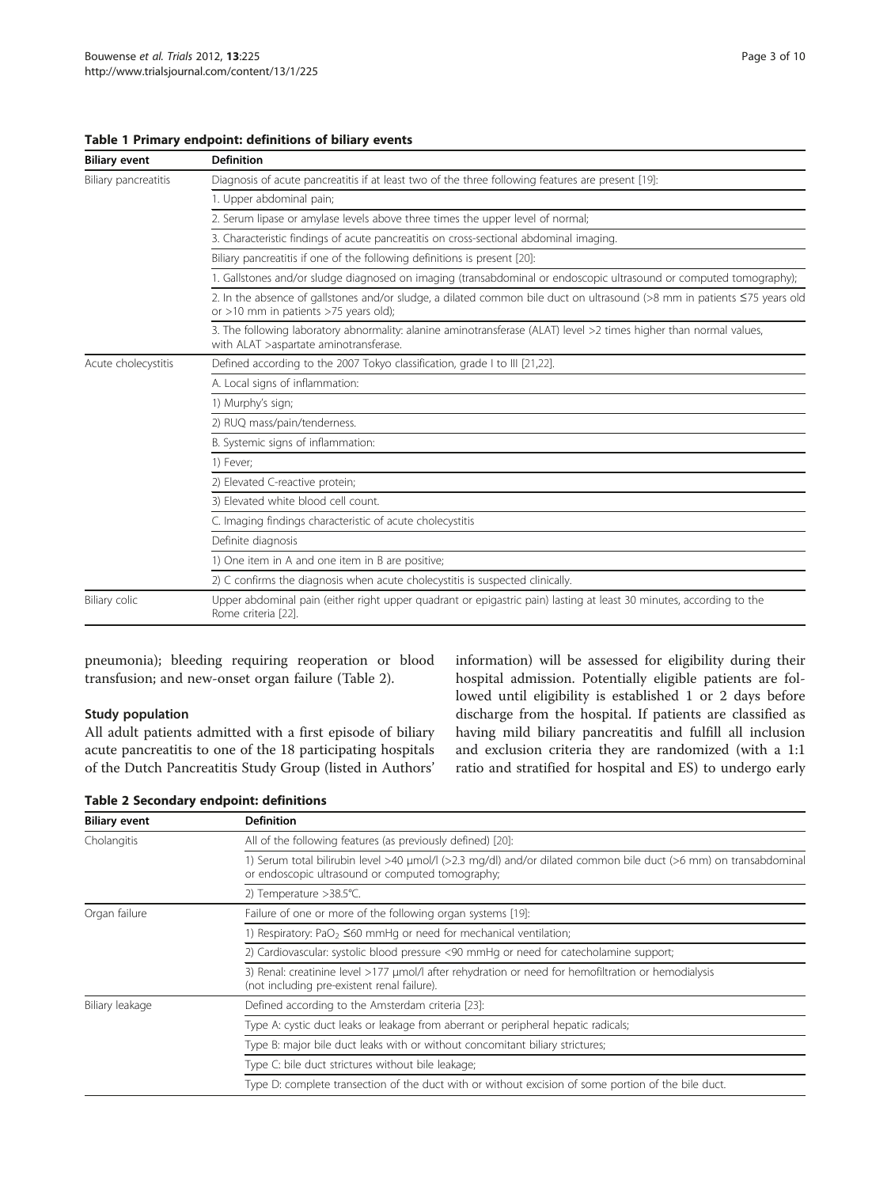**Table 1 Primary endpoint: definitions of biliary events**

| Biliary event | Definition |
| --- | --- |
| Biliary pancreatitis | Diagnosis of acute pancreatitis if at least two of the three following features are present [19]: |
| | 1. Upper abdominal pain; |
| | 2. Serum lipase or amylase levels above three times the upper level of normal; |
| | 3. Characteristic findings of acute pancreatitis on cross-sectional abdominal imaging. |
| | Biliary pancreatitis if one of the following definitions is present [20]: |
| | 1. Gallstones and/or sludge diagnosed on imaging (transabdominal or endoscopic ultrasound or computed tomography); |
| | 2. In the absence of gallstones and/or sludge, a dilated common bile duct on ultrasound (>8 mm in patients ≤75 years old or >10 mm in patients >75 years old); |
| | 3. The following laboratory abnormality: alanine aminotransferase (ALAT) level >2 times higher than normal values, with ALAT >aspartate aminotransferase. |
| Acute cholecystitis | Defined according to the 2007 Tokyo classification, grade I to III [21,22]. |
| | A. Local signs of inflammation: |
| | 1) Murphy's sign; |
| | 2) RUQ mass/pain/tenderness. |
| | B. Systemic signs of inflammation: |
| | 1) Fever; |
| | 2) Elevated C-reactive protein; |
| | 3) Elevated white blood cell count. |
| | C. Imaging findings characteristic of acute cholecystitis |
| | Definite diagnosis |
| | 1) One item in A and one item in B are positive; |
| | 2) C confirms the diagnosis when acute cholecystitis is suspected clinically. |
| Biliary colic | Upper abdominal pain (either right upper quadrant or epigastric pain) lasting at least 30 minutes, according to the Rome criteria [22]. |

pneumonia); bleeding requiring reoperation or blood transfusion; and new-onset organ failure (Table 2).

### Study population

All adult patients admitted with a first episode of biliary acute pancreatitis to one of the 18 participating hospitals of the Dutch Pancreatitis Study Group (listed in Authors' information) will be assessed for eligibility during their hospital admission. Potentially eligible patients are followed until eligibility is established 1 or 2 days before discharge from the hospital. If patients are classified as having mild biliary pancreatitis and fulfill all inclusion and exclusion criteria they are randomized (with a 1:1 ratio and stratified for hospital and ES) to undergo early

**Table 2 Secondary endpoint: definitions**

| Biliary event | Definition |
| --- | --- |
| Cholangitis | All of the following features (as previously defined) [20]: |
| | 1) Serum total bilirubin level >40 μmol/l (>2.3 mg/dl) and/or dilated common bile duct (>6 mm) on transabdominal or endoscopic ultrasound or computed tomography; |
| | 2) Temperature >38.5°C. |
| Organ failure | Failure of one or more of the following organ systems [19]: |
| | 1) Respiratory: $PaO_2$ ≤60 mmHg or need for mechanical ventilation; |
| | 2) Cardiovascular: systolic blood pressure <90 mmHg or need for catecholamine support; |
| | 3) Renal: creatinine level >177 μmol/l after rehydration or need for hemofiltration or hemodialysis (not including pre-existent renal failure). |
| Biliary leakage | Defined according to the Amsterdam criteria [23]: |
| | Type A: cystic duct leaks or leakage from aberrant or peripheral hepatic radicals; |
| | Type B: major bile duct leaks with or without concomitant biliary strictures; |
| | Type C: bile duct strictures without bile leakage; |
| | Type D: complete transection of the duct with or without excision of some portion of the bile duct. |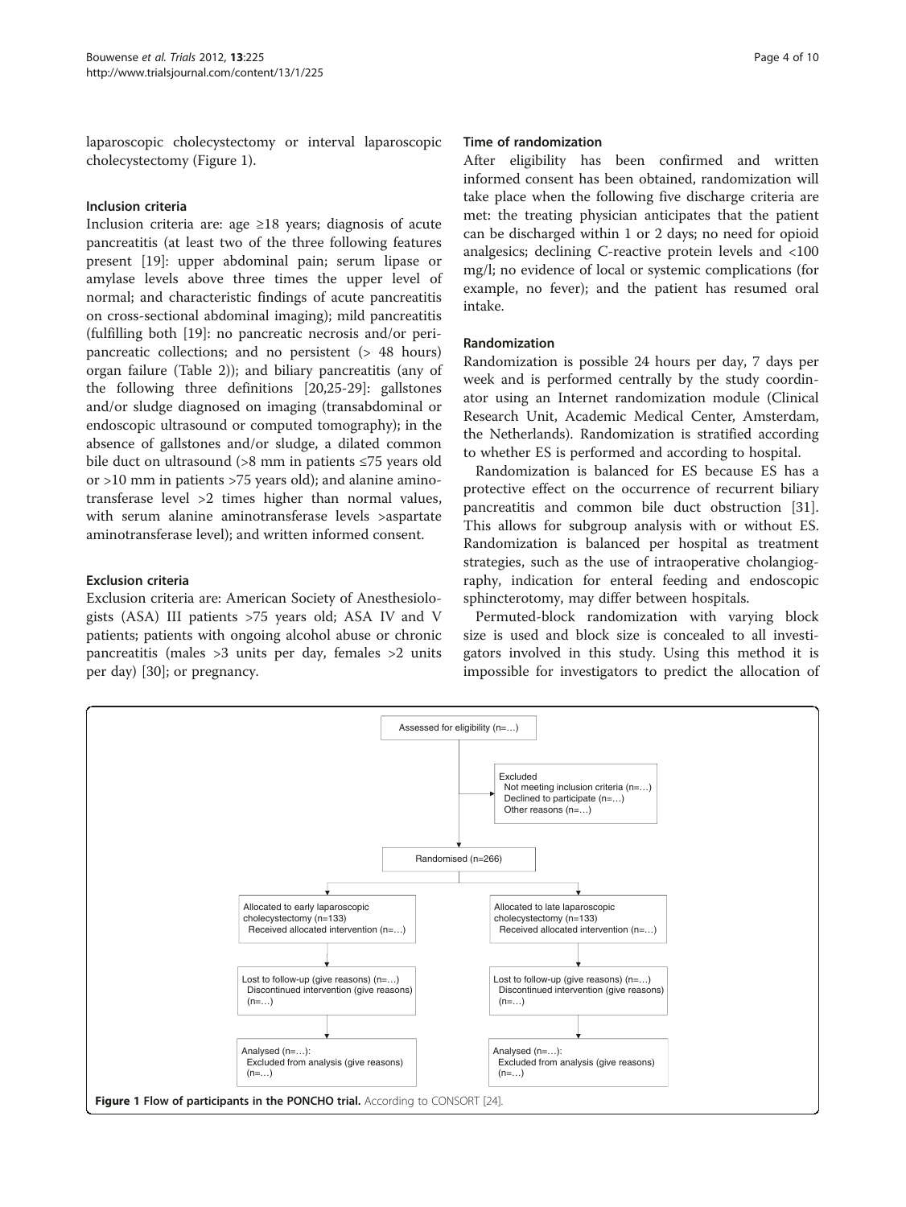laparoscopic cholecystectomy or interval laparoscopic cholecystectomy (Figure 1).

### Inclusion criteria

Inclusion criteria are: age ≥18 years; diagnosis of acute pancreatitis (at least two of the three following features present [19]: upper abdominal pain; serum lipase or amylase levels above three times the upper level of normal; and characteristic findings of acute pancreatitis on cross-sectional abdominal imaging); mild pancreatitis (fulfilling both [19]: no pancreatic necrosis and/or peripancreatic collections; and no persistent (> 48 hours) organ failure (Table 2)); and biliary pancreatitis (any of the following three definitions [20,25-29]: gallstones and/or sludge diagnosed on imaging (transabdominal or endoscopic ultrasound or computed tomography); in the absence of gallstones and/or sludge, a dilated common bile duct on ultrasound (>8 mm in patients ≤75 years old or >10 mm in patients >75 years old); and alanine aminotransferase level >2 times higher than normal values, with serum alanine aminotransferase levels >aspartate aminotransferase level); and written informed consent.

### Exclusion criteria

Exclusion criteria are: American Society of Anesthesiologists (ASA) III patients >75 years old; ASA IV and V patients; patients with ongoing alcohol abuse or chronic pancreatitis (males >3 units per day, females >2 units per day) [30]; or pregnancy.

### Time of randomization

After eligibility has been confirmed and written informed consent has been obtained, randomization will take place when the following five discharge criteria are met: the treating physician anticipates that the patient can be discharged within 1 or 2 days; no need for opioid analgesics; declining C-reactive protein levels and <100 mg/l; no evidence of local or systemic complications (for example, no fever); and the patient has resumed oral intake.

### Randomization

Randomization is possible 24 hours per day, 7 days per week and is performed centrally by the study coordinator using an Internet randomization module (Clinical Research Unit, Academic Medical Center, Amsterdam, the Netherlands). Randomization is stratified according to whether ES is performed and according to hospital.

Randomization is balanced for ES because ES has a protective effect on the occurrence of recurrent biliary pancreatitis and common bile duct obstruction [31]. This allows for subgroup analysis with or without ES. Randomization is balanced per hospital as treatment strategies, such as the use of intraoperative cholangiography, indication for enteral feeding and endoscopic sphincterotomy, may differ between hospitals.

Permuted-block randomization with varying block size is used and block size is concealed to all investigators involved in this study. Using this method it is impossible for investigators to predict the allocation of

Assessed for eligibility (n=…)

Excluded
- Not meeting inclusion criteria (n=…)
- Declined to participate (n=…)
- Other reasons (n=…)

Randomised (n=266)

| Allocated to early laparoscopic cholecystectomy (n=133) | Allocated to late laparoscopic cholecystectomy (n=133) |
| --- | --- |
| Received allocated intervention (n=…) | Received allocated intervention (n=…) |
| Lost to follow-up (give reasons) (n=…) | Lost to follow-up (give reasons) (n=…) |
| Discontinued intervention (give reasons) (n=…) | Discontinued intervention (give reasons) (n=…) |
| Analysed (n=…): | Analysed (n=…): |
| Excluded from analysis (give reasons) (n=…) | Excluded from analysis (give reasons) (n=…) |

**Figure 1 Flow of participants in the PONCHO trial.** According to CONSORT [24].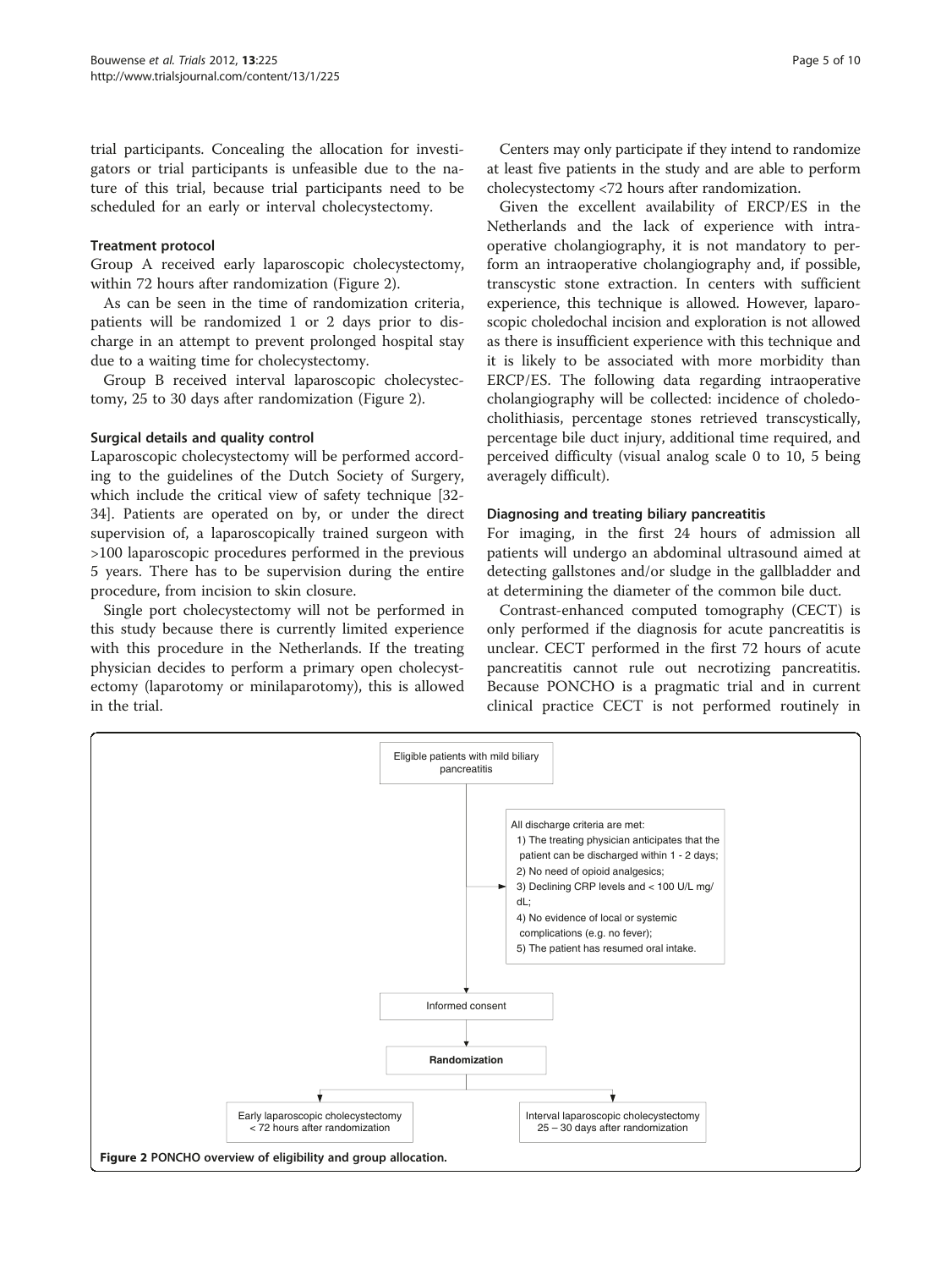trial participants. Concealing the allocation for investigators or trial participants is unfeasible due to the nature of this trial, because trial participants need to be scheduled for an early or interval cholecystectomy.

#### Treatment protocol

Group A received early laparoscopic cholecystectomy, within 72 hours after randomization (Figure 2).

As can be seen in the time of randomization criteria, patients will be randomized 1 or 2 days prior to discharge in an attempt to prevent prolonged hospital stay due to a waiting time for cholecystectomy.

Group B received interval laparoscopic cholecystectomy, 25 to 30 days after randomization (Figure 2).

#### Surgical details and quality control

Laparoscopic cholecystectomy will be performed according to the guidelines of the Dutch Society of Surgery, which include the critical view of safety technique [32-34]. Patients are operated on by, or under the direct supervision of, a laparoscopically trained surgeon with >100 laparoscopic procedures performed in the previous 5 years. There has to be supervision during the entire procedure, from incision to skin closure.

Single port cholecystectomy will not be performed in this study because there is currently limited experience with this procedure in the Netherlands. If the treating physician decides to perform a primary open cholecystectomy (laparotomy or minilaparotomy), this is allowed in the trial.

Centers may only participate if they intend to randomize at least five patients in the study and are able to perform cholecystectomy <72 hours after randomization.

Given the excellent availability of ERCP/ES in the Netherlands and the lack of experience with intraoperative cholangiography, it is not mandatory to perform an intraoperative cholangiography and, if possible, transcystic stone extraction. In centers with sufficient experience, this technique is allowed. However, laparoscopic choledochal incision and exploration is not allowed as there is insufficient experience with this technique and it is likely to be associated with more morbidity than ERCP/ES. The following data regarding intraoperative cholangiography will be collected: incidence of choledocholithiasis, percentage stones retrieved transcystically, percentage bile duct injury, additional time required, and perceived difficulty (visual analog scale 0 to 10, 5 being averagely difficult).

#### Diagnosing and treating biliary pancreatitis

For imaging, in the first 24 hours of admission all patients will undergo an abdominal ultrasound aimed at detecting gallstones and/or sludge in the gallbladder and at determining the diameter of the common bile duct.

Contrast-enhanced computed tomography (CECT) is only performed if the diagnosis for acute pancreatitis is unclear. CECT performed in the first 72 hours of acute pancreatitis cannot rule out necrotizing pancreatitis. Because PONCHO is a pragmatic trial and in current clinical practice CECT is not performed routinely in

Eligible patients with mild biliary pancreatitis

All discharge criteria are met:
1) The treating physician anticipates that the patient can be discharged within 1 - 2 days;
2) No need of opioid analgesics;
3) Declining CRP levels and < 100 U/L mg/dL;
4) No evidence of local or systemic complications (e.g. no fever);
5) The patient has resumed oral intake.

Informed consent

**Randomization**

Early laparoscopic cholecystectomy < 72 hours after randomization

Interval laparoscopic cholecystectomy 25 – 30 days after randomization

**Figure 2** PONCHO overview of eligibility and group allocation.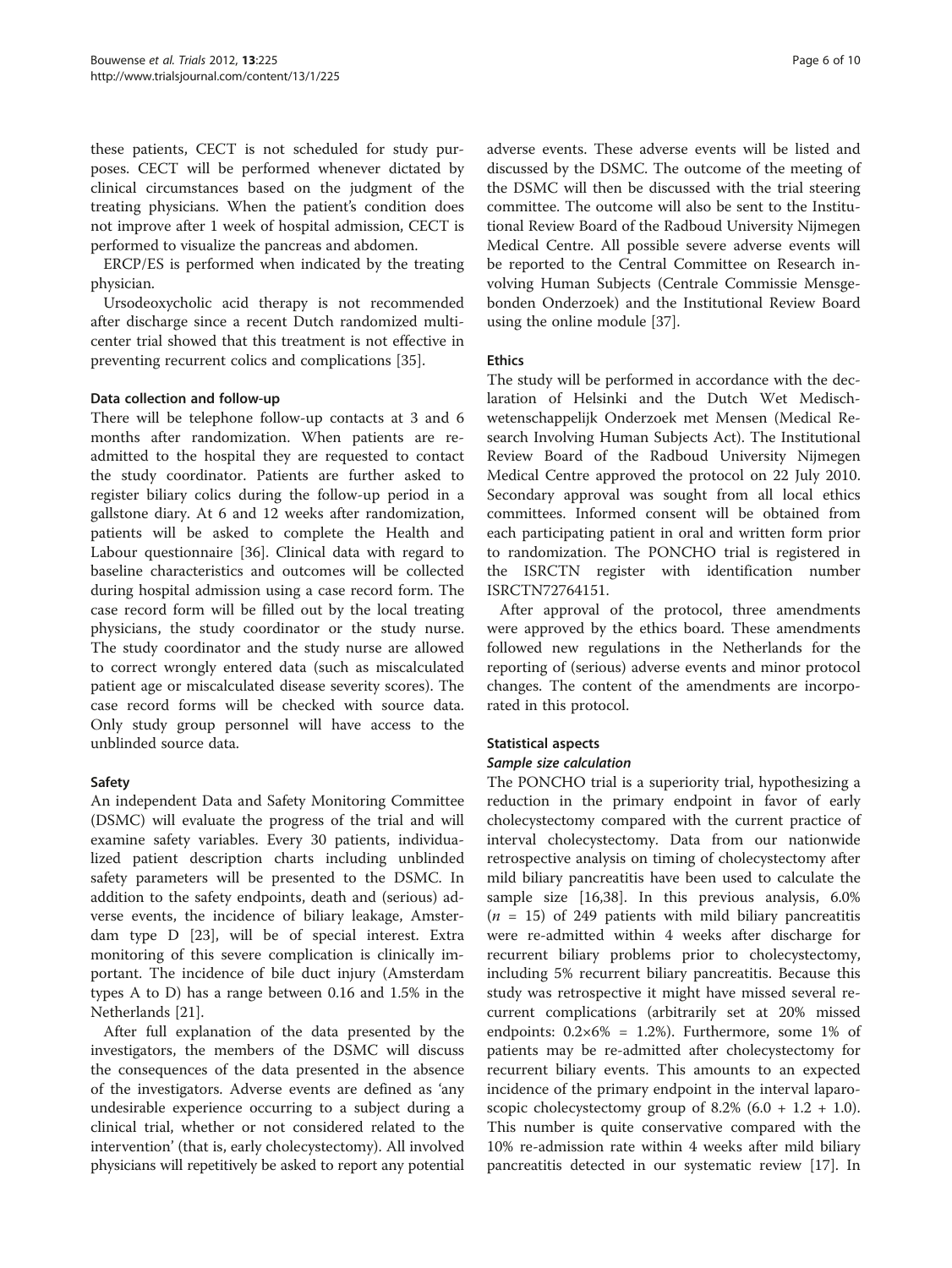these patients, CECT is not scheduled for study purposes. CECT will be performed whenever dictated by clinical circumstances based on the judgment of the treating physicians. When the patient's condition does not improve after 1 week of hospital admission, CECT is performed to visualize the pancreas and abdomen.

ERCP/ES is performed when indicated by the treating physician.

Ursodeoxycholic acid therapy is not recommended after discharge since a recent Dutch randomized multicenter trial showed that this treatment is not effective in preventing recurrent colics and complications [35].

### Data collection and follow-up

There will be telephone follow-up contacts at 3 and 6 months after randomization. When patients are readmitted to the hospital they are requested to contact the study coordinator. Patients are further asked to register biliary colics during the follow-up period in a gallstone diary. At 6 and 12 weeks after randomization, patients will be asked to complete the Health and Labour questionnaire [36]. Clinical data with regard to baseline characteristics and outcomes will be collected during hospital admission using a case record form. The case record form will be filled out by the local treating physicians, the study coordinator or the study nurse. The study coordinator and the study nurse are allowed to correct wrongly entered data (such as miscalculated patient age or miscalculated disease severity scores). The case record forms will be checked with source data. Only study group personnel will have access to the unblinded source data.

### Safety

An independent Data and Safety Monitoring Committee (DSMC) will evaluate the progress of the trial and will examine safety variables. Every 30 patients, individualized patient description charts including unblinded safety parameters will be presented to the DSMC. In addition to the safety endpoints, death and (serious) adverse events, the incidence of biliary leakage, Amsterdam type D [23], will be of special interest. Extra monitoring of this severe complication is clinically important. The incidence of bile duct injury (Amsterdam types A to D) has a range between 0.16 and 1.5% in the Netherlands [21].

After full explanation of the data presented by the investigators, the members of the DSMC will discuss the consequences of the data presented in the absence of the investigators. Adverse events are defined as 'any undesirable experience occurring to a subject during a clinical trial, whether or not considered related to the intervention' (that is, early cholecystectomy). All involved physicians will repetitively be asked to report any potential adverse events. These adverse events will be listed and discussed by the DSMC. The outcome of the meeting of the DSMC will then be discussed with the trial steering committee. The outcome will also be sent to the Institutional Review Board of the Radboud University Nijmegen Medical Centre. All possible severe adverse events will be reported to the Central Committee on Research involving Human Subjects (Centrale Commissie Mensgebonden Onderzoek) and the Institutional Review Board using the online module [37].

### Ethics

The study will be performed in accordance with the declaration of Helsinki and the Dutch Wet Medisch-wetenschappelijk Onderzoek met Mensen (Medical Research Involving Human Subjects Act). The Institutional Review Board of the Radboud University Nijmegen Medical Centre approved the protocol on 22 July 2010. Secondary approval was sought from all local ethics committees. Informed consent will be obtained from each participating patient in oral and written form prior to randomization. The PONCHO trial is registered in the ISRCTN register with identification number ISRCTN72764151.

After approval of the protocol, three amendments were approved by the ethics board. These amendments followed new regulations in the Netherlands for the reporting of (serious) adverse events and minor protocol changes. The content of the amendments are incorporated in this protocol.

### Statistical aspects

#### *Sample size calculation*

The PONCHO trial is a superiority trial, hypothesizing a reduction in the primary endpoint in favor of early cholecystectomy compared with the current practice of interval cholecystectomy. Data from our nationwide retrospective analysis on timing of cholecystectomy after mild biliary pancreatitis have been used to calculate the sample size [16,38]. In this previous analysis, 6.0% ($n$ = 15) of 249 patients with mild biliary pancreatitis were re-admitted within 4 weeks after discharge for recurrent biliary problems prior to cholecystectomy, including 5% recurrent biliary pancreatitis. Because this study was retrospective it might have missed several recurrent complications (arbitrarily set at 20% missed endpoints: $0.2 \times 6\% = 1.2\%$). Furthermore, some 1% of patients may be re-admitted after cholecystectomy for recurrent biliary events. This amounts to an expected incidence of the primary endpoint in the interval laparoscopic cholecystectomy group of 8.2% (6.0 + 1.2 + 1.0). This number is quite conservative compared with the 10% re-admission rate within 4 weeks after mild biliary pancreatitis detected in our systematic review [17]. In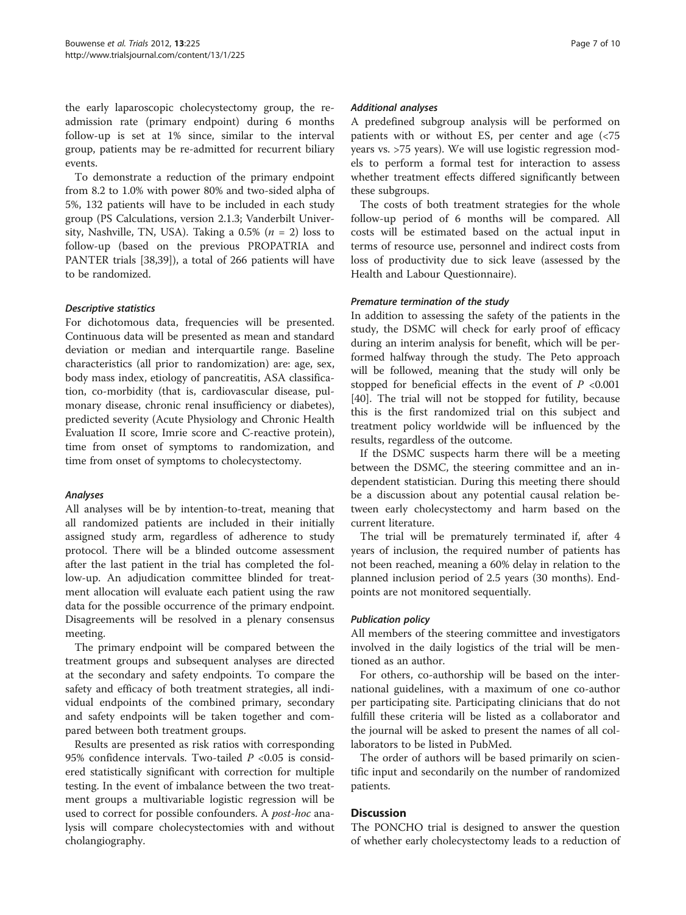the early laparoscopic cholecystectomy group, the readmission rate (primary endpoint) during 6 months follow-up is set at 1% since, similar to the interval group, patients may be re-admitted for recurrent biliary events.

To demonstrate a reduction of the primary endpoint from 8.2 to 1.0% with power 80% and two-sided alpha of 5%, 132 patients will have to be included in each study group (PS Calculations, version 2.1.3; Vanderbilt University, Nashville, TN, USA). Taking a 0.5% ($n$ = 2) loss to follow-up (based on the previous PROPATRIA and PANTER trials [38,39]), a total of 266 patients will have to be randomized.

#### *Descriptive statistics*

For dichotomous data, frequencies will be presented. Continuous data will be presented as mean and standard deviation or median and interquartile range. Baseline characteristics (all prior to randomization) are: age, sex, body mass index, etiology of pancreatitis, ASA classification, co-morbidity (that is, cardiovascular disease, pulmonary disease, chronic renal insufficiency or diabetes), predicted severity (Acute Physiology and Chronic Health Evaluation II score, Imrie score and C-reactive protein), time from onset of symptoms to randomization, and time from onset of symptoms to cholecystectomy.

#### *Analyses*

All analyses will be by intention-to-treat, meaning that all randomized patients are included in their initially assigned study arm, regardless of adherence to study protocol. There will be a blinded outcome assessment after the last patient in the trial has completed the follow-up. An adjudication committee blinded for treatment allocation will evaluate each patient using the raw data for the possible occurrence of the primary endpoint. Disagreements will be resolved in a plenary consensus meeting.

The primary endpoint will be compared between the treatment groups and subsequent analyses are directed at the secondary and safety endpoints. To compare the safety and efficacy of both treatment strategies, all individual endpoints of the combined primary, secondary and safety endpoints will be taken together and compared between both treatment groups.

Results are presented as risk ratios with corresponding 95% confidence intervals. Two-tailed $P$ <0.05 is considered statistically significant with correction for multiple testing. In the event of imbalance between the two treatment groups a multivariable logistic regression will be used to correct for possible confounders. A *post-hoc* analysis will compare cholecystectomies with and without cholangiography.

#### *Additional analyses*

A predefined subgroup analysis will be performed on patients with or without ES, per center and age (<75 years vs. >75 years). We will use logistic regression models to perform a formal test for interaction to assess whether treatment effects differed significantly between these subgroups.

The costs of both treatment strategies for the whole follow-up period of 6 months will be compared. All costs will be estimated based on the actual input in terms of resource use, personnel and indirect costs from loss of productivity due to sick leave (assessed by the Health and Labour Questionnaire).

#### *Premature termination of the study*

In addition to assessing the safety of the patients in the study, the DSMC will check for early proof of efficacy during an interim analysis for benefit, which will be performed halfway through the study. The Peto approach will be followed, meaning that the study will only be stopped for beneficial effects in the event of $P$ <0.001 [40]. The trial will not be stopped for futility, because this is the first randomized trial on this subject and treatment policy worldwide will be influenced by the results, regardless of the outcome.

If the DSMC suspects harm there will be a meeting between the DSMC, the steering committee and an independent statistician. During this meeting there should be a discussion about any potential causal relation between early cholecystectomy and harm based on the current literature.

The trial will be prematurely terminated if, after 4 years of inclusion, the required number of patients has not been reached, meaning a 60% delay in relation to the planned inclusion period of 2.5 years (30 months). Endpoints are not monitored sequentially.

#### *Publication policy*

All members of the steering committee and investigators involved in the daily logistics of the trial will be mentioned as an author.

For others, co-authorship will be based on the international guidelines, with a maximum of one co-author per participating site. Participating clinicians that do not fulfill these criteria will be listed as a collaborator and the journal will be asked to present the names of all collaborators to be listed in PubMed.

The order of authors will be based primarily on scientific input and secondarily on the number of randomized patients.

## Discussion

The PONCHO trial is designed to answer the question of whether early cholecystectomy leads to a reduction of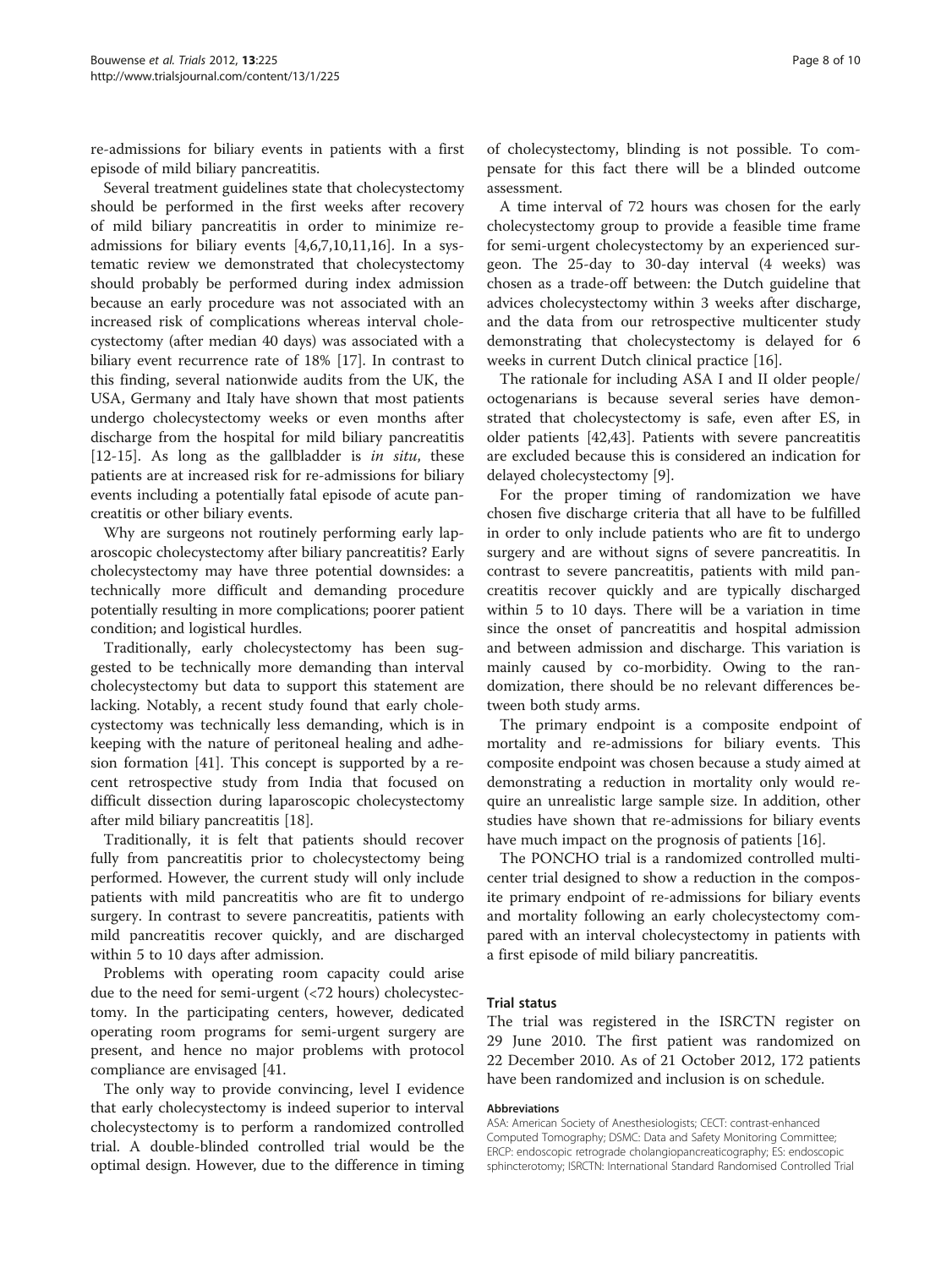re-admissions for biliary events in patients with a first episode of mild biliary pancreatitis.

Several treatment guidelines state that cholecystectomy should be performed in the first weeks after recovery of mild biliary pancreatitis in order to minimize re-admissions for biliary events [4,6,7,10,11,16]. In a systematic review we demonstrated that cholecystectomy should probably be performed during index admission because an early procedure was not associated with an increased risk of complications whereas interval cholecystectomy (after median 40 days) was associated with a biliary event recurrence rate of 18% [17]. In contrast to this finding, several nationwide audits from the UK, the USA, Germany and Italy have shown that most patients undergo cholecystectomy weeks or even months after discharge from the hospital for mild biliary pancreatitis [12-15]. As long as the gallbladder is *in situ*, these patients are at increased risk for re-admissions for biliary events including a potentially fatal episode of acute pancreatitis or other biliary events.

Why are surgeons not routinely performing early laparoscopic cholecystectomy after biliary pancreatitis? Early cholecystectomy may have three potential downsides: a technically more difficult and demanding procedure potentially resulting in more complications; poorer patient condition; and logistical hurdles.

Traditionally, early cholecystectomy has been suggested to be technically more demanding than interval cholecystectomy but data to support this statement are lacking. Notably, a recent study found that early cholecystectomy was technically less demanding, which is in keeping with the nature of peritoneal healing and adhesion formation [41]. This concept is supported by a recent retrospective study from India that focused on difficult dissection during laparoscopic cholecystectomy after mild biliary pancreatitis [18].

Traditionally, it is felt that patients should recover fully from pancreatitis prior to cholecystectomy being performed. However, the current study will only include patients with mild pancreatitis who are fit to undergo surgery. In contrast to severe pancreatitis, patients with mild pancreatitis recover quickly, and are discharged within 5 to 10 days after admission.

Problems with operating room capacity could arise due to the need for semi-urgent (<72 hours) cholecystectomy. In the participating centers, however, dedicated operating room programs for semi-urgent surgery are present, and hence no major problems with protocol compliance are envisaged [41.

The only way to provide convincing, level I evidence that early cholecystectomy is indeed superior to interval cholecystectomy is to perform a randomized controlled trial. A double-blinded controlled trial would be the optimal design. However, due to the difference in timing of cholecystectomy, blinding is not possible. To compensate for this fact there will be a blinded outcome assessment.

A time interval of 72 hours was chosen for the early cholecystectomy group to provide a feasible time frame for semi-urgent cholecystectomy by an experienced surgeon. The 25-day to 30-day interval (4 weeks) was chosen as a trade-off between: the Dutch guideline that advices cholecystectomy within 3 weeks after discharge, and the data from our retrospective multicenter study demonstrating that cholecystectomy is delayed for 6 weeks in current Dutch clinical practice [16].

The rationale for including ASA I and II older people/ octogenarians is because several series have demonstrated that cholecystectomy is safe, even after ES, in older patients [42,43]. Patients with severe pancreatitis are excluded because this is considered an indication for delayed cholecystectomy [9].

For the proper timing of randomization we have chosen five discharge criteria that all have to be fulfilled in order to only include patients who are fit to undergo surgery and are without signs of severe pancreatitis. In contrast to severe pancreatitis, patients with mild pancreatitis recover quickly and are typically discharged within 5 to 10 days. There will be a variation in time since the onset of pancreatitis and hospital admission and between admission and discharge. This variation is mainly caused by co-morbidity. Owing to the randomization, there should be no relevant differences between both study arms.

The primary endpoint is a composite endpoint of mortality and re-admissions for biliary events. This composite endpoint was chosen because a study aimed at demonstrating a reduction in mortality only would require an unrealistic large sample size. In addition, other studies have shown that re-admissions for biliary events have much impact on the prognosis of patients [16].

The PONCHO trial is a randomized controlled multicenter trial designed to show a reduction in the composite primary endpoint of re-admissions for biliary events and mortality following an early cholecystectomy compared with an interval cholecystectomy in patients with a first episode of mild biliary pancreatitis.

## Trial status

The trial was registered in the ISRCTN register on 29 June 2010. The first patient was randomized on 22 December 2010. As of 21 October 2012, 172 patients have been randomized and inclusion is on schedule.

### Abbreviations

ASA: American Society of Anesthesiologists; CECT: contrast-enhanced Computed Tomography; DSMC: Data and Safety Monitoring Committee; ERCP: endoscopic retrograde cholangiopancreaticography; ES: endoscopic sphincterotomy; ISRCTN: International Standard Randomised Controlled Trial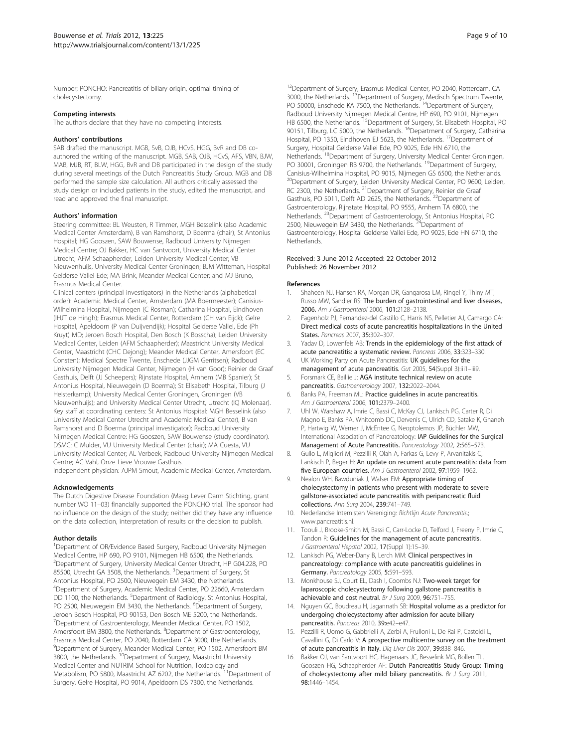Number; PONCHO: Pancreatitis of biliary origin, optimal timing of cholecystectomy.

### Competing interests

The authors declare that they have no competing interests.

### Authors' contributions

SAB drafted the manuscript. MGB, SvB, OJB, HCvS, HGG, BvR and DB co-authored the writing of the manuscript. MGB, SAB, OJB, HCvS, AFS, VBN, BJW, MAB, MJB, RT, BLW, HGG, BvR and DB participated in the design of the study during several meetings of the Dutch Pancreatitis Study Group. MGB and DB performed the sample size calculation. All authors critically assessed the study design or included patients in the study, edited the manuscript, and read and approved the final manuscript.

### Authors' information

Steering committee: BL Weusten, R Timmer, MGH Besselink (also Academic Medical Center Amsterdam), B van Ramshorst, D Boerma (chair), St Antonius Hospital; HG Gooszen, SAW Bouwense, Radboud University Nijmegen Medical Centre; OJ Bakker, HC van Santvoort, University Medical Center Utrecht; AFM Schaapherder, Leiden University Medical Center; VB Nieuwenhuijs, University Medical Center Groningen; BJM Witteman, Hospital Gelderse Vallei Ede; MA Brink, Meander Medical Center; and MJ Bruno, Erasmus Medical Center.

Clinical centers (principal investigators) in the Netherlands (alphabetical order): Academic Medical Center, Amsterdam (MA Boermeester); Canisius-Wilhelmina Hospital, Nijmegen (C Rosman); Catharina Hospital, Eindhoven (IHJT de Hingh); Erasmus Medical Center, Rotterdam (CH van Eijck); Gelre Hospital, Apeldoorn (P van Duijvendijk); Hospital Gelderse Vallei, Ede (Ph Kruyt) MD; Jeroen Bosch Hospital, Den Bosch (K Bosscha); Leiden University Medical Center, Leiden (AFM Schaapherder); Maastricht University Medical Center, Maastricht (CHC Dejong); Meander Medical Center, Amersfoort (EC Consten); Medical Spectre Twente, Enschede (JJGM Gerritsen); Radboud University Nijmegen Medical Center, Nijmegen (H van Goor); Reinier de Graaf Gasthuis, Delft (JJ Scheepers); Rijnstate Hospital, Arnhem (MB Spanier); St Antonius Hospital, Nieuwegein (D Boerma); St Elisabeth Hospital, Tilburg (J Heisterkamp); University Medical Center Groningen, Groningen (VB Nieuwenhuijs); and University Medical Center Utrecht, Utrecht (IQ Molenaar). Key staff at coordinating centers: St Antonius Hospital: MGH Besselink (also University Medical Center Utrecht and Academic Medical Center), B van Ramshorst and D Boerma (principal investigator); Radboud University Nijmegen Medical Centre: HG Gooszen, SAW Bouwense (study coordinator). DSMC: C Mulder, VU University Medical Center (chair); MA Cuesta, VU University Medical Center; AL Verbeek, Radboud University Nijmegen Medical Centre; AC Vahl, Onze Lieve Vrouwe Gasthuis.

Independent physician: AJPM Smout, Academic Medical Center, Amsterdam.

### Acknowledgements

The Dutch Digestive Disease Foundation (Maag Lever Darm Stichting, grant number WO 11–03) financially supported the PONCHO trial. The sponsor had no influence on the design of the study; neither did they have any influence on the data collection, interpretation of results or the decision to publish.

### Author details

[1]Department of OR/Evidence Based Surgery, Radboud University Nijmegen Medical Centre, HP 690, PO 9101, Nijmegen HB 6500, the Netherlands. [2]Department of Surgery, University Medical Center Utrecht, HP G04.228, PO 85500, Utrecht GA 3508, the Netherlands. [3]Department of Surgery, St Antonius Hospital, PO 2500, Nieuwegein EM 3430, the Netherlands. [4]Department of Surgery, Academic Medical Center, PO 22660, Amsterdam DD 1100, the Netherlands. [5]Department of Radiology, St Antonius Hospital, PO 2500, Nieuwegein EM 3430, the Netherlands. [6]Department of Surgery, Jeroen Bosch Hospital, PO 90153, Den Bosch ME 5200, the Netherlands. [7]Department of Gastroenterology, Meander Medical Center, PO 1502, Amersfoort BM 3800, the Netherlands. [8]Department of Gastroenterology, Erasmus Medical Center, PO 2040, Rotterdam CA 3000, the Netherlands. [9]Department of Surgery, Meander Medical Center, PO 1502, Amersfoort BM 3800, the Netherlands. [10]Department of Surgery, Maastricht University Medical Center and NUTRIM School for Nutrition, Toxicology and Metabolism, PO 5800, Maastricht AZ 6202, the Netherlands. [11]Department of Surgery, Gelre Hospital, PO 9014, Apeldoorn DS 7300, the Netherlands. [12]Department of Surgery, Erasmus Medical Center, PO 2040, Rotterdam, CA 3000, the Netherlands. [13]Department of Surgery, Medisch Spectrum Twente, PO 50000, Enschede KA 7500, the Netherlands. [14]Department of Surgery, Radboud University Nijmegen Medical Centre, HP 690, PO 9101, Nijmegen HB 6500, the Netherlands. [15]Department of Surgery, St. Elisabeth Hospital, PO 90151, Tilburg, LC 5000, the Netherlands. [16]Department of Surgery, Catharina Hospital, PO 1350, Eindhoven EJ 5623, the Netherlands. [17]Department of Surgery, Hospital Gelderse Vallei Ede, PO 9025, Ede HN 6710, the Netherlands. [18]Department of Surgery, University Medical Center Groningen, PO 30001, Groningen RB 9700, the Netherlands. [19]Department of Surgery, Canisius-Wilhelmina Hospital, PO 9015, Nijmegen GS 6500, the Netherlands. [20]Department of Surgery, Leiden University Medical Center, PO 9600, Leiden, RC 2300, the Netherlands. [21]Department of Surgery, Reinier de Graaf Gasthuis, PO 5011, Delft AD 2625, the Netherlands. [22]Department of Gastroenterology, Rijnstate Hospital, PO 9555, Arnhem TA 6800, the Netherlands. [23]Department of Gastroenterology, St Antonius Hospital, PO 2500, Nieuwegein EM 3430, the Netherlands. [24]Department of Gastroenterology, Hospital Gelderse Vallei Ede, PO 9025, Ede HN 6710, the Netherlands.

Received: 3 June 2012 Accepted: 22 October 2012
Published: 26 November 2012

### References

1. Shaheen NJ, Hansen RA, Morgan DR, Gangarosa LM, Ringel Y, Thiny MT, Russo MW, Sandler RS: **The burden of gastrointestinal and liver diseases, 2006.** *Am J Gastroenterol* 2006, **101:**2128–2138.
2. Fagenholz PJ, Fernandez-del Castillo C, Harris NS, Pelletier AJ, Camargo CA: **Direct medical costs of acute pancreatitis hospitalizations in the United States.** *Pancreas* 2007, **35:**302–307.
3. Yadav D, Lowenfels AB: **Trends in the epidemiology of the first attack of acute pancreatitis: a systematic review.** *Pancreas* 2006, **33:**323–330.
4. UK Working Party on Acute Pancreatitis: **UK guidelines for the management of acute pancreatitis.** *Gut* 2005, **54**(Suppl 3):iii1–iii9.
5. Forsmark CE, Baillie J: **AGA institute technical review on acute pancreatitis.** *Gastroenterology* 2007, **132:**2022–2044.
6. Banks PA, Freeman ML: **Practice guidelines in acute pancreatitis.** *Am J Gastroenterol* 2006, **101:**2379–2400.
7. Uhl W, Warshaw A, Imrie C, Bassi C, McKay CJ, Lankisch PG, Carter R, Di Magno E, Banks PA, Whitcomb DC, Dervenis C, Ulrich CD, Satake K, Ghaneh P, Hartwig W, Werner J, McEntee G, Neoptolemos JP, Büchler MW, International Association of Pancreatology: **IAP Guidelines for the Surgical Management of Acute Pancreatitis.** *Pancreatology* 2002, **2:**565–573.
8. Gullo L, Migliori M, Pezzilli R, Olah A, Farkas G, Levy P, Arvanitakis C, Lankisch P, Beger H: **An update on recurrent acute pancreatitis: data from five European countries.** *Am J Gastroenterol* 2002, **97:**1959–1962.
9. Nealon WH, Bawduniak J, Walser EM: **Appropriate timing of cholecystectomy in patients who present with moderate to severe gallstone-associated acute pancreatitis with peripancreatic fluid collections.** *Ann Surg* 2004, **239:**741–749.
10. Nederlandse Internisten Vereniging: *Richtlijn Acute Pancreatitis.*; www.pancreatitis.nl.
11. Toouli J, Brooke-Smith M, Bassi C, Carr-Locke D, Telford J, Freeny P, Imrie C, Tandon R: **Guidelines for the management of acute pancreatitis.** *J Gastroenterol Hepatol* 2002, **17**(Suppl 1):15–39.
12. Lankisch PG, Weber-Dany B, Lerch MM: **Clinical perspectives in pancreatology: compliance with acute pancreatitis guidelines in Germany.** *Pancreatology* 2005, **5:**591–593.
13. Monkhouse SJ, Court EL, Dash I, Coombs NJ: **Two-week target for laparoscopic cholecystectomy following gallstone pancreatitis is achievable and cost neutral.** *Br J Surg* 2009, **96:**751–755.
14. Nguyen GC, Boudreau H, Jagannath SB: **Hospital volume as a predictor for undergoing cholecystectomy after admission for acute biliary pancreatitis.** *Pancreas* 2010, **39:**e42–e47.
15. Pezzilli R, Uomo G, Gabbrielli A, Zerbi A, Frulloni L, De Rai P, Castoldi L, Cavallini G, Di Carlo V: **A prospective multicentre survey on the treatment of acute pancreatitis in Italy.** *Dig Liver Dis* 2007, **39:**838–846.
16. Bakker OJ, van Santvoort HC, Hagenaars JC, Besselink MG, Bollen TL, Gooszen HG, Schaapherder AF: **Dutch Pancreatitis Study Group: Timing of cholecystectomy after mild biliary pancreatitis.** *Br J Surg* 2011, **98:**1446–1454.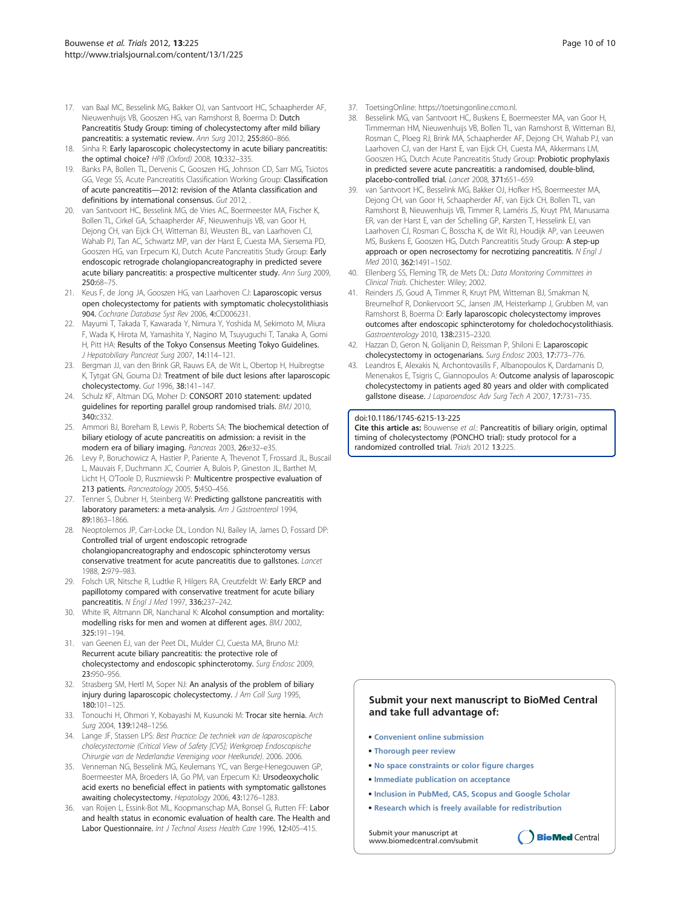17. van Baal MC, Besselink MG, Bakker OJ, van Santvoort HC, Schaapherder AF, Nieuwenhuijs VB, Gooszen HG, van Ramshorst B, Boerma D: Dutch Pancreatitis Study Group: timing of cholecystectomy after mild biliary pancreatitis: a systematic review. *Ann Surg* 2012, 255:860–866.
18. Sinha R: Early laparoscopic cholecystectomy in acute biliary pancreatitis: the optimal choice? *HPB (Oxford)* 2008, 10:332–335.
19. Banks PA, Bollen TL, Dervenis C, Gooszen HG, Johnson CD, Sarr MG, Tsiotos GG, Vege SS, Acute Pancreatitis Classification Working Group: Classification of acute pancreatitis—2012: revision of the Atlanta classification and definitions by international consensus. *Gut* 2012, .
20. van Santvoort HC, Besselink MG, de Vries AC, Boermeester MA, Fischer K, Bollen TL, Cirkel GA, Schaapherder AF, Nieuwenhuijs VB, van Goor H, Dejong CH, van Eijck CH, Witteman BJ, Weusten BL, van Laarhoven CJ, Wahab PJ, Tan AC, Schwartz MP, van der Harst E, Cuesta MA, Siersema PD, Gooszen HG, van Erpecum KJ, Dutch Acute Pancreatitis Study Group: Early endoscopic retrograde cholangiopancreatography in predicted severe acute biliary pancreatitis: a prospective multicenter study. *Ann Surg* 2009, 250:68–75.
21. Keus F, de Jong JA, Gooszen HG, van Laarhoven CJ: Laparoscopic versus open cholecystectomy for patients with symptomatic cholecystolithiasis 904. *Cochrane Database Syst Rev* 2006, 4:CD006231.
22. Mayumi T, Takada T, Kawarada Y, Nimura Y, Yoshida M, Sekimoto M, Miura F, Wada K, Hirota M, Yamashita Y, Nagino M, Tsuyuguchi T, Tanaka A, Gomi H, Pitt HA: Results of the Tokyo Consensus Meeting Tokyo Guidelines. *J Hepatobiliary Pancreat Surg* 2007, 14:114–121.
23. Bergman JJ, van den Brink GR, Rauws EA, de Wit L, Obertop H, Huibregtse K, Tytgat GN, Gouma DJ: Treatment of bile duct lesions after laparoscopic cholecystectomy. *Gut* 1996, 38:141–147.
24. Schulz KF, Altman DG, Moher D: CONSORT 2010 statement: updated guidelines for reporting parallel group randomised trials. *BMJ* 2010, 340:c332.
25. Ammori BJ, Boreham B, Lewis P, Roberts SA: The biochemical detection of biliary etiology of acute pancreatitis on admission: a revisit in the modern era of biliary imaging. *Pancreas* 2003, 26:e32–e35.
26. Levy P, Boruchowicz A, Hastier P, Pariente A, Thevenot T, Frossard JL, Buscail L, Mauvais F, Duchmann JC, Courrier A, Bulois P, Gineston JL, Barthet M, Licht H, O'Toole D, Ruszniewski P: Multicentre prospective evaluation of 213 patients. *Pancreatology* 2005, 5:450–456.
27. Tenner S, Dubner H, Steinberg W: Predicting gallstone pancreatitis with laboratory parameters: a meta-analysis. *Am J Gastroenterol* 1994, 89:1863–1866.
28. Neoptolemos JP, Carr-Locke DL, London NJ, Bailey IA, James D, Fossard DP: Controlled trial of urgent endoscopic retrograde cholangiopancreatography and endoscopic sphincterotomy versus conservative treatment for acute pancreatitis due to gallstones. *Lancet* 1988, 2:979–983.
29. Folsch UR, Nitsche R, Ludtke R, Hilgers RA, Creutzfeldt W: Early ERCP and papillotomy compared with conservative treatment for acute biliary pancreatitis. *N Engl J Med* 1997, 336:237–242.
30. White IR, Altmann DR, Nanchanal K: Alcohol consumption and mortality: modelling risks for men and women at different ages. *BMJ* 2002, 325:191–194.
31. van Geenen EJ, van der Peet DL, Mulder CJ, Cuesta MA, Bruno MJ: Recurrent acute biliary pancreatitis: the protective role of cholecystectomy and endoscopic sphincterotomy. *Surg Endosc* 2009, 23:950–956.
32. Strasberg SM, Hertl M, Soper NJ: An analysis of the problem of biliary injury during laparoscopic cholecystectomy. *J Am Coll Surg* 1995, 180:101–125.
33. Tonouchi H, Ohmori Y, Kobayashi M, Kusunoki M: Trocar site hernia. *Arch Surg* 2004, 139:1248–1256.
34. Lange JF, Stassen LPS: *Best Practice: De techniek van de laparoscopische cholecystectomie (Critical View of Safety [CVS]; Werkgroep Endoscopische Chirurgie van de Nederlandse Vereniging voor Heelkunde)*. 2006. 2006.
35. Venneman NG, Besselink MG, Keulemans YC, van Berge-Henegouwen GP, Boermeester MA, Broeders IA, Go PM, van Erpecum KJ: Ursodeoxycholic acid exerts no beneficial effect in patients with symptomatic gallstones awaiting cholecystectomy. *Hepatology* 2006, 43:1276–1283.
36. van Roijen L, Essink-Bot ML, Koopmanschap MA, Bonsel G, Rutten FF: Labor and health status in economic evaluation of health care. The Health and Labor Questionnaire. *Int J Technol Assess Health Care* 1996, 12:405–415.
37. ToetsingOnline: https://toetsingonline.ccmo.nl.
38. Besselink MG, van Santvoort HC, Buskens E, Boermeester MA, van Goor H, Timmerman HM, Nieuwenhuijs VB, Bollen TL, van Ramshorst B, Witteman BJ, Rosman C, Ploeg RJ, Brink MA, Schaapherder AF, Dejong CH, Wahab PJ, van Laarhoven CJ, van der Harst E, van Eijck CH, Cuesta MA, Akkermans LM, Gooszen HG, Dutch Acute Pancreatitis Study Group: Probiotic prophylaxis in predicted severe acute pancreatitis: a randomised, double-blind, placebo-controlled trial. *Lancet* 2008, 371:651–659.
39. van Santvoort HC, Besselink MG, Bakker OJ, Hofker HS, Boermeester MA, Dejong CH, van Goor H, Schaapherder AF, van Eijck CH, Bollen TL, van Ramshorst B, Nieuwenhuijs VB, Timmer R, Laméris JS, Kruyt PM, Manusama ER, van der Harst E, van der Schelling GP, Karsten T, Hesselink EJ, van Laarhoven CJ, Rosman C, Bosscha K, de Wit RJ, Houdijk AP, van Leeuwen MS, Buskens E, Gooszen HG, Dutch Pancreatitis Study Group: A step-up approach or open necrosectomy for necrotizing pancreatitis. *N Engl J Med* 2010, 362:1491–1502.
40. Ellenberg SS, Fleming TR, de Mets DL: *Data Monitoring Committees in Clinical Trials*. Chichester: Wiley; 2002.
41. Reinders JS, Goud A, Timmer R, Kruyt PM, Witteman BJ, Smakman N, Breumelhof R, Donkervoort SC, Jansen JM, Heisterkamp J, Grubben M, van Ramshorst B, Boerma D: Early laparoscopic cholecystectomy improves outcomes after endoscopic sphincterotomy for choledochocystolithiasis. *Gastroenterology* 2010, 138:2315–2320.
42. Hazzan D, Geron N, Golijanin D, Reissman P, Shiloni E: Laparoscopic cholecystectomy in octogenarians. *Surg Endosc* 2003, 17:773–776.
43. Leandros E, Alexakis N, Archontovasilis F, Albanopoulos K, Dardamanis D, Menenakos E, Tsigris C, Giannopoulos A: Outcome analysis of laparoscopic cholecystectomy in patients aged 80 years and older with complicated gallstone disease. *J Laparoendosc Adv Surg Tech A* 2007, 17:731–735.

doi:10.1186/1745-6215-13-225

**Cite this article as:** Bouwense *et al.*: Pancreatitis of biliary origin, optimal timing of cholecystectomy (PONCHO trial): study protocol for a randomized controlled trial. *Trials* 2012 13:225.

**Submit your next manuscript to BioMed Central and take full advantage of:**

- Convenient online submission
- Thorough peer review
- No space constraints or color figure charges
- Immediate publication on acceptance
- Inclusion in PubMed, CAS, Scopus and Google Scholar
- Research which is freely available for redistribution

Submit your manuscript at www.biomedcentral.com/submit

BioMed Central